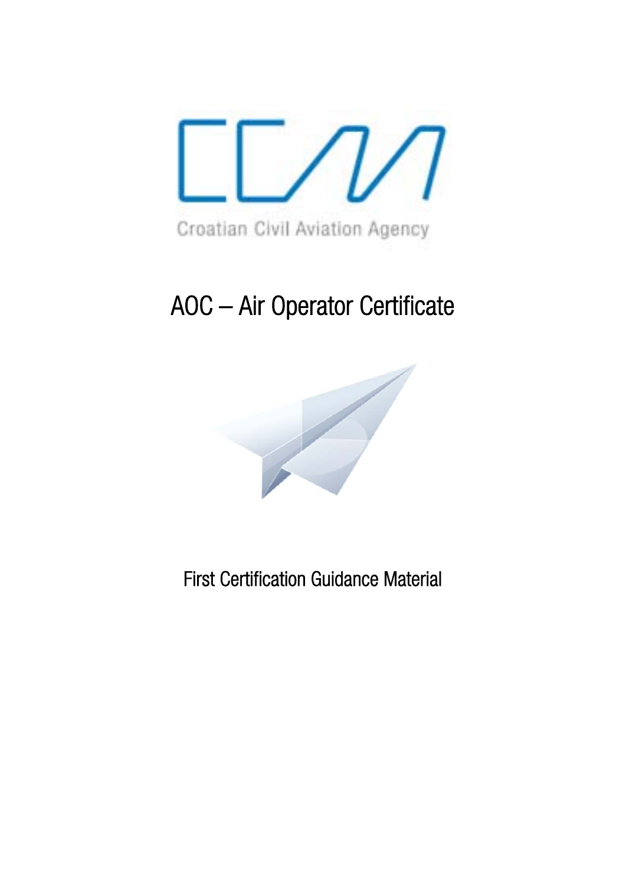Croatian Civil Aviation Agency

# AOC – Air Operator Certificate

First Certification Guidance Material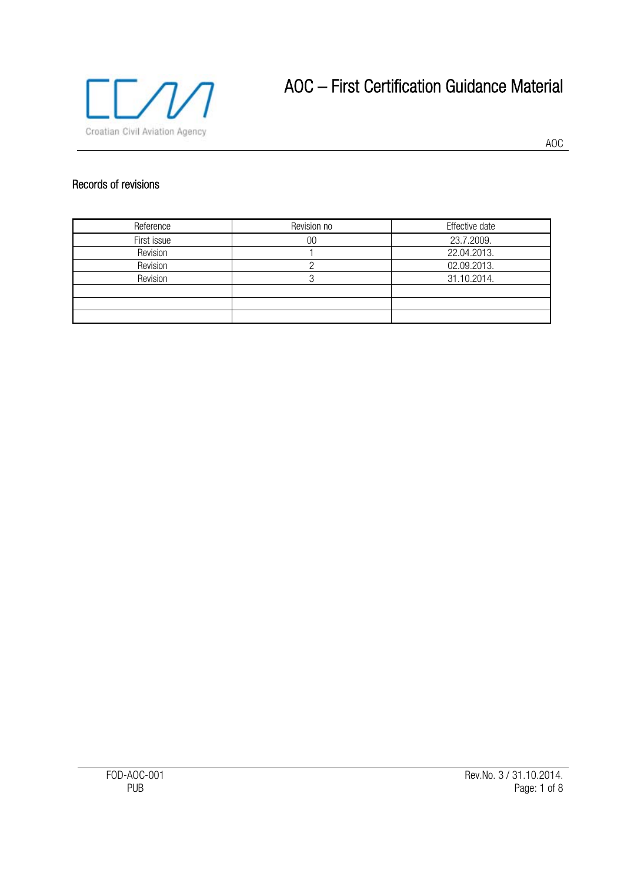## Records of revisions

| Reference | Revision no | Effective date |
|---|---|---|
| First issue | 00 | 23.7.2009. |
| Revision | 1 | 22.04.2013. |
| Revision | 2 | 02.09.2013. |
| Revision | 3 | 31.10.2014. |
| | | |
| | | |
| | | |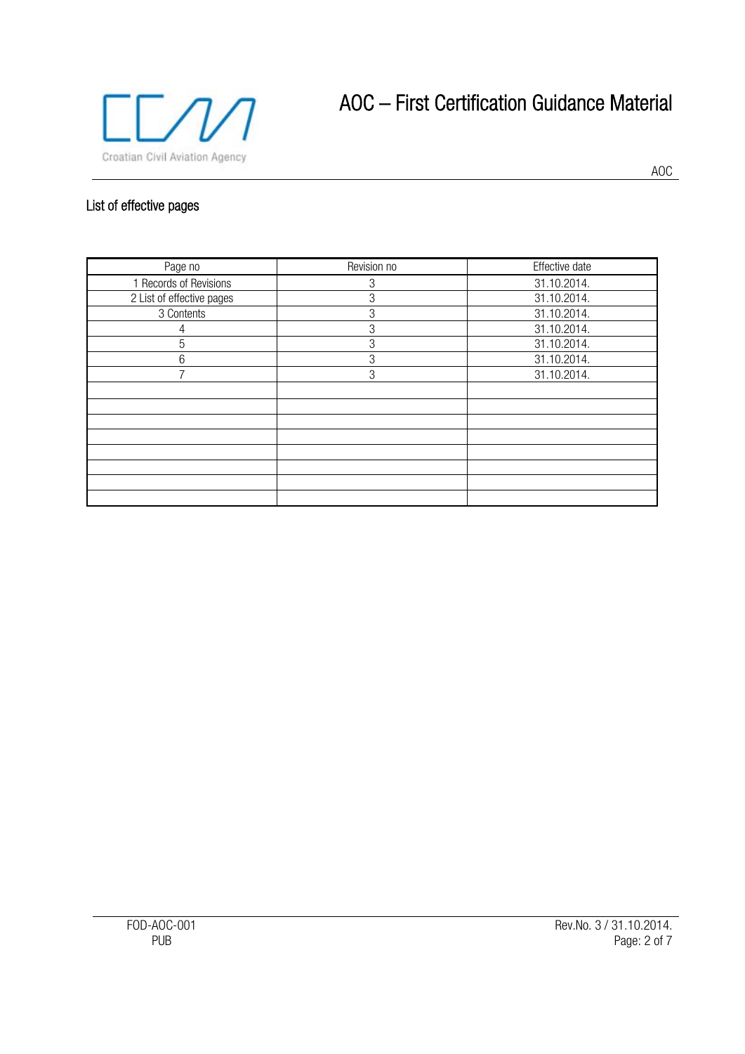## List of effective pages

| Page no | Revision no | Effective date |
|---|---|---|
| 1 Records of Revisions | 3 | 31.10.2014. |
| 2 List of effective pages | 3 | 31.10.2014. |
| 3 Contents | 3 | 31.10.2014. |
| 4 | 3 | 31.10.2014. |
| 5 | 3 | 31.10.2014. |
| 6 | 3 | 31.10.2014. |
| 7 | 3 | 31.10.2014. |
| | | |
| | | |
| | | |
| | | |
| | | |
| | | |
| | | |
| | | |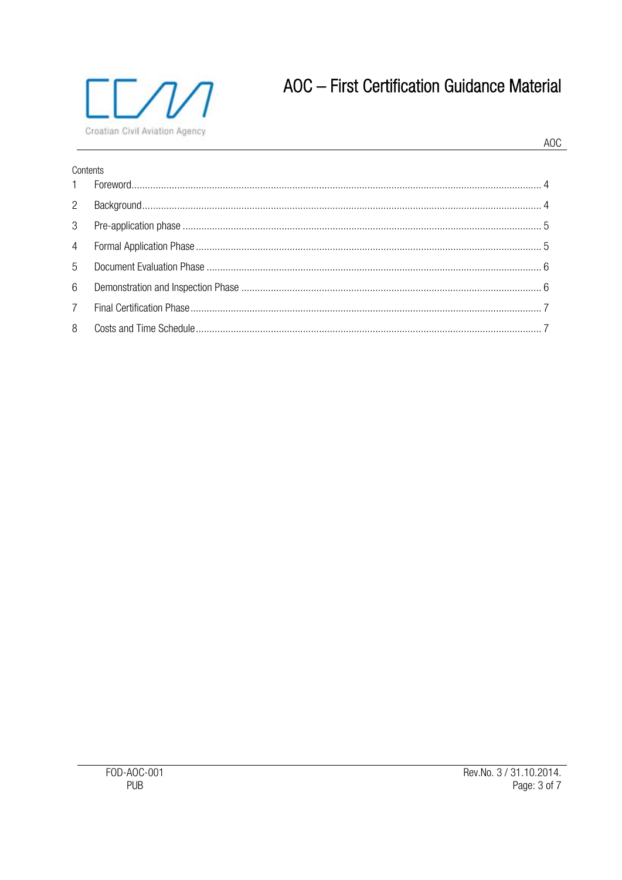Contents

| | | |
|---|---|---|
| 1 | Foreword | 4 |
| 2 | Background | 4 |
| 3 | Pre-application phase | 5 |
| 4 | Formal Application Phase | 5 |
| 5 | Document Evaluation Phase | 6 |
| 6 | Demonstration and Inspection Phase | 6 |
| 7 | Final Certification Phase | 7 |
| 8 | Costs and Time Schedule | 7 |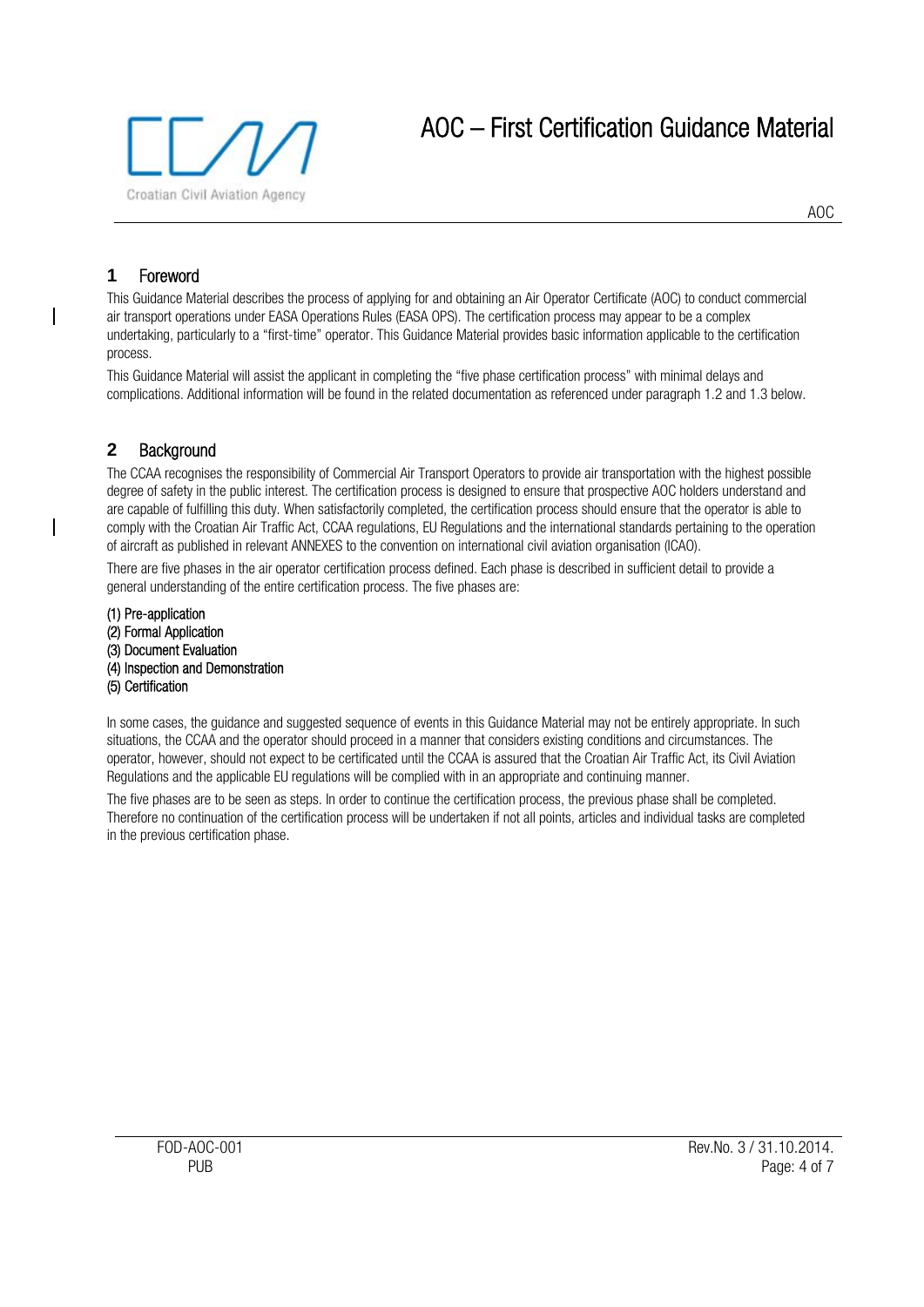## 1 Foreword

This Guidance Material describes the process of applying for and obtaining an Air Operator Certificate (AOC) to conduct commercial air transport operations under EASA Operations Rules (EASA OPS). The certification process may appear to be a complex undertaking, particularly to a "first-time" operator. This Guidance Material provides basic information applicable to the certification process.

This Guidance Material will assist the applicant in completing the "five phase certification process" with minimal delays and complications. Additional information will be found in the related documentation as referenced under paragraph 1.2 and 1.3 below.

## 2 Background

The CCAA recognises the responsibility of Commercial Air Transport Operators to provide air transportation with the highest possible degree of safety in the public interest. The certification process is designed to ensure that prospective AOC holders understand and are capable of fulfilling this duty. When satisfactorily completed, the certification process should ensure that the operator is able to comply with the Croatian Air Traffic Act, CCAA regulations, EU Regulations and the international standards pertaining to the operation of aircraft as published in relevant ANNEXES to the convention on international civil aviation organisation (ICAO).

There are five phases in the air operator certification process defined. Each phase is described in sufficient detail to provide a general understanding of the entire certification process. The five phases are:

(1) Pre-application
(2) Formal Application
(3) Document Evaluation
(4) Inspection and Demonstration
(5) Certification

In some cases, the guidance and suggested sequence of events in this Guidance Material may not be entirely appropriate. In such situations, the CCAA and the operator should proceed in a manner that considers existing conditions and circumstances. The operator, however, should not expect to be certificated until the CCAA is assured that the Croatian Air Traffic Act, its Civil Aviation Regulations and the applicable EU regulations will be complied with in an appropriate and continuing manner.

The five phases are to be seen as steps. In order to continue the certification process, the previous phase shall be completed. Therefore no continuation of the certification process will be undertaken if not all points, articles and individual tasks are completed in the previous certification phase.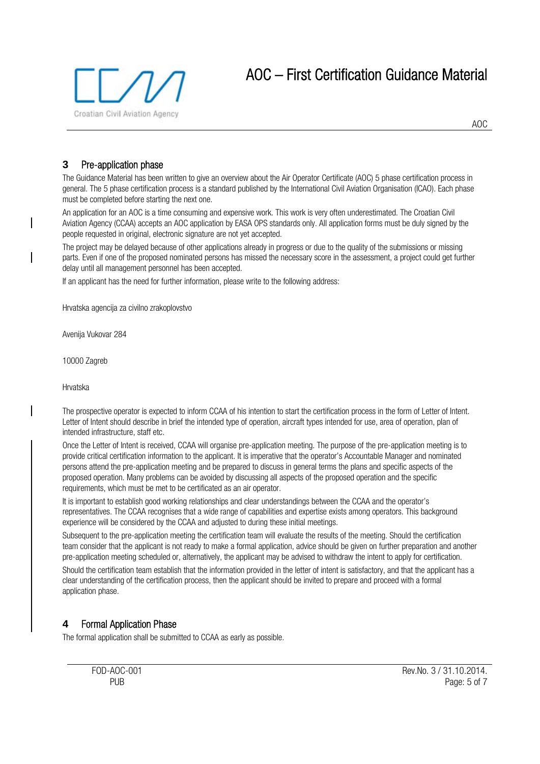## 3 Pre-application phase

The Guidance Material has been written to give an overview about the Air Operator Certificate (AOC) 5 phase certification process in general. The 5 phase certification process is a standard published by the International Civil Aviation Organisation (ICAO). Each phase must be completed before starting the next one.

An application for an AOC is a time consuming and expensive work. This work is very often underestimated. The Croatian Civil Aviation Agency (CCAA) accepts an AOC application by EASA OPS standards only. All application forms must be duly signed by the people requested in original, electronic signature are not yet accepted.

The project may be delayed because of other applications already in progress or due to the quality of the submissions or missing parts. Even if one of the proposed nominated persons has missed the necessary score in the assessment, a project could get further delay until all management personnel has been accepted.

If an applicant has the need for further information, please write to the following address:

Hrvatska agencija za civilno zrakoplovstvo

Avenija Vukovar 284

10000 Zagreb

Hrvatska

The prospective operator is expected to inform CCAA of his intention to start the certification process in the form of Letter of Intent. Letter of Intent should describe in brief the intended type of operation, aircraft types intended for use, area of operation, plan of intended infrastructure, staff etc.

Once the Letter of Intent is received, CCAA will organise pre-application meeting. The purpose of the pre-application meeting is to provide critical certification information to the applicant. It is imperative that the operator's Accountable Manager and nominated persons attend the pre-application meeting and be prepared to discuss in general terms the plans and specific aspects of the proposed operation. Many problems can be avoided by discussing all aspects of the proposed operation and the specific requirements, which must be met to be certificated as an air operator.

It is important to establish good working relationships and clear understandings between the CCAA and the operator's representatives. The CCAA recognises that a wide range of capabilities and expertise exists among operators. This background experience will be considered by the CCAA and adjusted to during these initial meetings.

Subsequent to the pre-application meeting the certification team will evaluate the results of the meeting. Should the certification team consider that the applicant is not ready to make a formal application, advice should be given on further preparation and another pre-application meeting scheduled or, alternatively, the applicant may be advised to withdraw the intent to apply for certification.

Should the certification team establish that the information provided in the letter of intent is satisfactory, and that the applicant has a clear understanding of the certification process, then the applicant should be invited to prepare and proceed with a formal application phase.

## 4 Formal Application Phase

The formal application shall be submitted to CCAA as early as possible.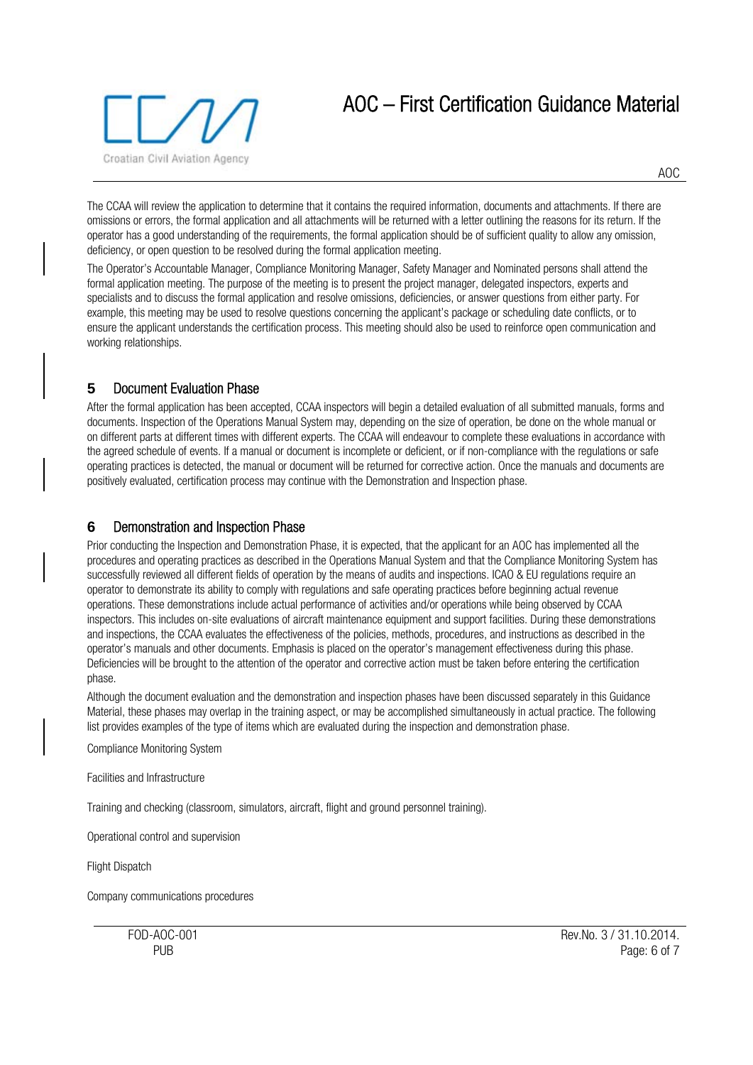The CCAA will review the application to determine that it contains the required information, documents and attachments. If there are omissions or errors, the formal application and all attachments will be returned with a letter outlining the reasons for its return. If the operator has a good understanding of the requirements, the formal application should be of sufficient quality to allow any omission, deficiency, or open question to be resolved during the formal application meeting.

The Operator's Accountable Manager, Compliance Monitoring Manager, Safety Manager and Nominated persons shall attend the formal application meeting. The purpose of the meeting is to present the project manager, delegated inspectors, experts and specialists and to discuss the formal application and resolve omissions, deficiencies, or answer questions from either party. For example, this meeting may be used to resolve questions concerning the applicant's package or scheduling date conflicts, or to ensure the applicant understands the certification process. This meeting should also be used to reinforce open communication and working relationships.

## 5 Document Evaluation Phase

After the formal application has been accepted, CCAA inspectors will begin a detailed evaluation of all submitted manuals, forms and documents. Inspection of the Operations Manual System may, depending on the size of operation, be done on the whole manual or on different parts at different times with different experts. The CCAA will endeavour to complete these evaluations in accordance with the agreed schedule of events. If a manual or document is incomplete or deficient, or if non-compliance with the regulations or safe operating practices is detected, the manual or document will be returned for corrective action. Once the manuals and documents are positively evaluated, certification process may continue with the Demonstration and Inspection phase.

## 6 Demonstration and Inspection Phase

Prior conducting the Inspection and Demonstration Phase, it is expected, that the applicant for an AOC has implemented all the procedures and operating practices as described in the Operations Manual System and that the Compliance Monitoring System has successfully reviewed all different fields of operation by the means of audits and inspections. ICAO & EU regulations require an operator to demonstrate its ability to comply with regulations and safe operating practices before beginning actual revenue operations. These demonstrations include actual performance of activities and/or operations while being observed by CCAA inspectors. This includes on-site evaluations of aircraft maintenance equipment and support facilities. During these demonstrations and inspections, the CCAA evaluates the effectiveness of the policies, methods, procedures, and instructions as described in the operator's manuals and other documents. Emphasis is placed on the operator's management effectiveness during this phase. Deficiencies will be brought to the attention of the operator and corrective action must be taken before entering the certification phase.

Although the document evaluation and the demonstration and inspection phases have been discussed separately in this Guidance Material, these phases may overlap in the training aspect, or may be accomplished simultaneously in actual practice. The following list provides examples of the type of items which are evaluated during the inspection and demonstration phase.

Compliance Monitoring System

Facilities and Infrastructure

Training and checking (classroom, simulators, aircraft, flight and ground personnel training).

Operational control and supervision

Flight Dispatch

Company communications procedures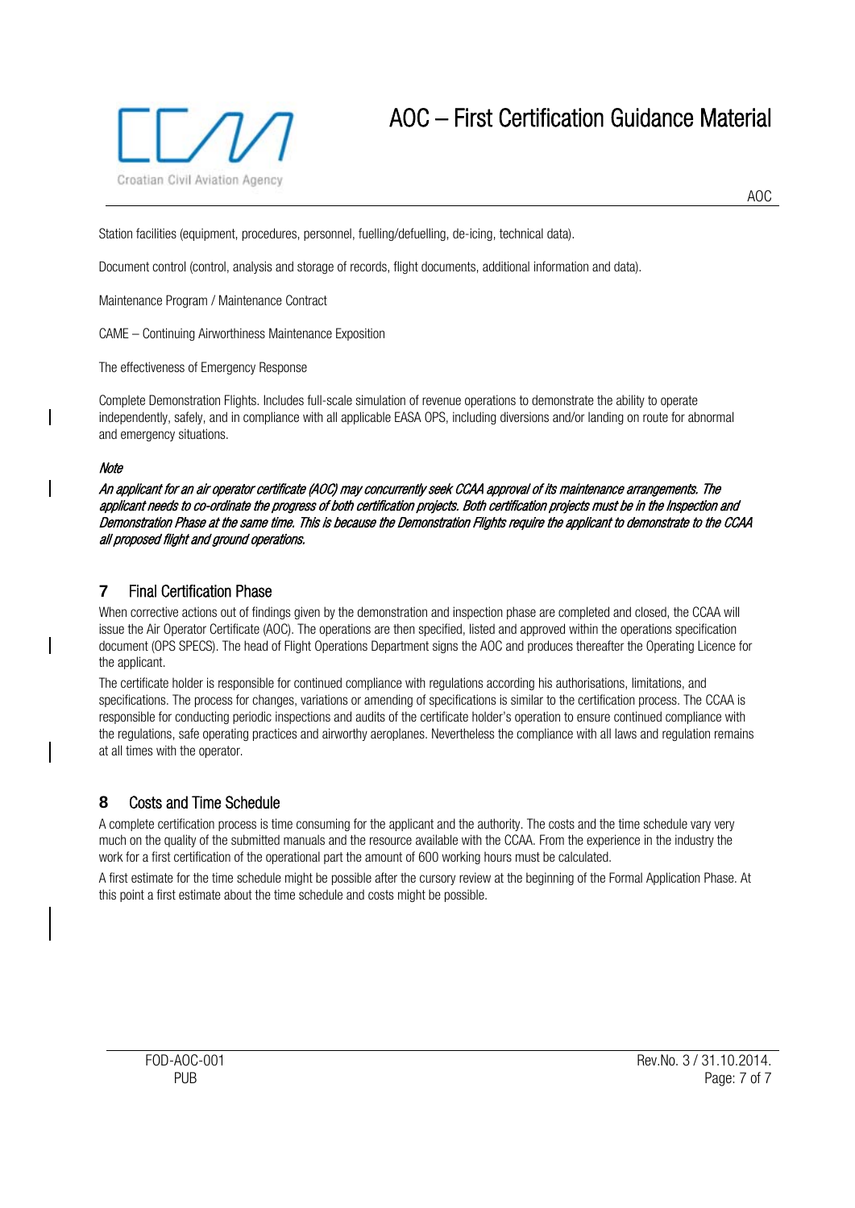Station facilities (equipment, procedures, personnel, fuelling/defuelling, de-icing, technical data).

Document control (control, analysis and storage of records, flight documents, additional information and data).

Maintenance Program / Maintenance Contract

CAME – Continuing Airworthiness Maintenance Exposition

The effectiveness of Emergency Response

Complete Demonstration Flights. Includes full-scale simulation of revenue operations to demonstrate the ability to operate independently, safely, and in compliance with all applicable EASA OPS, including diversions and/or landing on route for abnormal and emergency situations.

*Note*

*An applicant for an air operator certificate (AOC) may concurrently seek CCAA approval of its maintenance arrangements. The applicant needs to co-ordinate the progress of both certification projects. Both certification projects must be in the Inspection and Demonstration Phase at the same time. This is because the Demonstration Flights require the applicant to demonstrate to the CCAA all proposed flight and ground operations.*

## 7 Final Certification Phase

When corrective actions out of findings given by the demonstration and inspection phase are completed and closed, the CCAA will issue the Air Operator Certificate (AOC). The operations are then specified, listed and approved within the operations specification document (OPS SPECS). The head of Flight Operations Department signs the AOC and produces thereafter the Operating Licence for the applicant.

The certificate holder is responsible for continued compliance with regulations according his authorisations, limitations, and specifications. The process for changes, variations or amending of specifications is similar to the certification process. The CCAA is responsible for conducting periodic inspections and audits of the certificate holder's operation to ensure continued compliance with the regulations, safe operating practices and airworthy aeroplanes. Nevertheless the compliance with all laws and regulation remains at all times with the operator.

## 8 Costs and Time Schedule

A complete certification process is time consuming for the applicant and the authority. The costs and the time schedule vary very much on the quality of the submitted manuals and the resource available with the CCAA. From the experience in the industry the work for a first certification of the operational part the amount of 600 working hours must be calculated.

A first estimate for the time schedule might be possible after the cursory review at the beginning of the Formal Application Phase. At this point a first estimate about the time schedule and costs might be possible.